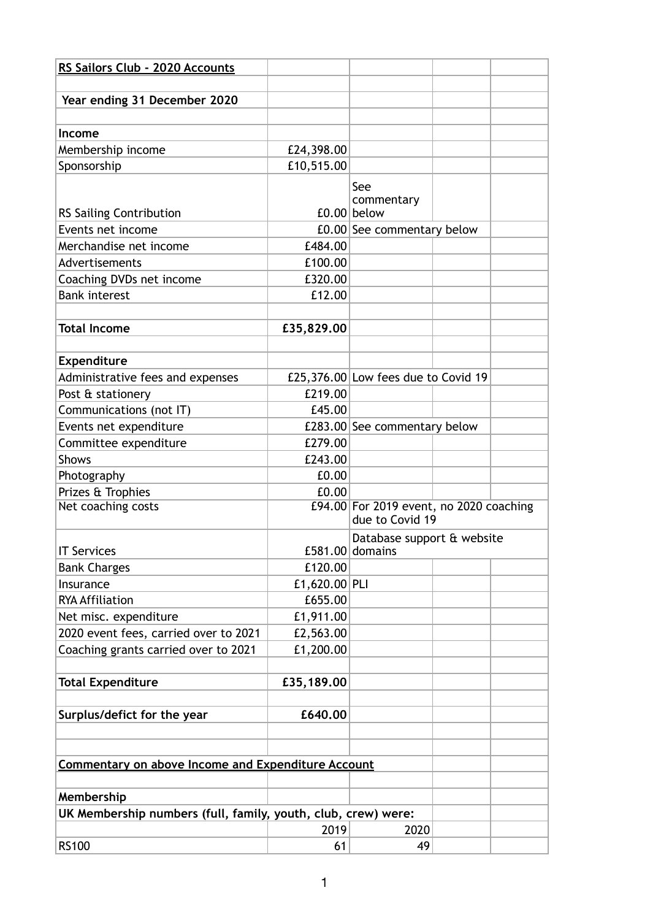## RS Sailors Club - 2020 Accounts

### Year ending 31 December 2020

| **Income** | | |
|---|---|---|
| Membership income | £24,398.00 | |
| Sponsorship | £10,515.00 | |
| RS Sailing Contribution | £0.00 | See commentary below |
| Events net income | £0.00 | See commentary below |
| Merchandise net income | £484.00 | |
| Advertisements | £100.00 | |
| Coaching DVDs net income | £320.00 | |
| Bank interest | £12.00 | |
| | | |
| **Total Income** | **£35,829.00** | |
| | | |
| **Expenditure** | | |
| Administrative fees and expenses | £25,376.00 | Low fees due to Covid 19 |
| Post & stationery | £219.00 | |
| Communications (not IT) | £45.00 | |
| Events net expenditure | £283.00 | See commentary below |
| Committee expenditure | £279.00 | |
| Shows | £243.00 | |
| Photography | £0.00 | |
| Prizes & Trophies | £0.00 | |
| Net coaching costs | £94.00 | For 2019 event, no 2020 coaching due to Covid 19 |
| IT Services | £581.00 | Database support & website domains |
| Bank Charges | £120.00 | |
| Insurance | £1,620.00 | PLI |
| RYA Affiliation | £655.00 | |
| Net misc. expenditure | £1,911.00 | |
| 2020 event fees, carried over to 2021 | £2,563.00 | |
| Coaching grants carried over to 2021 | £1,200.00 | |
| | | |
| **Total Expenditure** | **£35,189.00** | |
| | | |
| **Surplus/defict for the year** | **£640.00** | |

### Commentary on above Income and Expenditure Account

**Membership**

**UK Membership numbers (full, family, youth, club, crew) were:**

| | 2019 | 2020 |
|---|---|---|
| RS100 | 61 | 49 |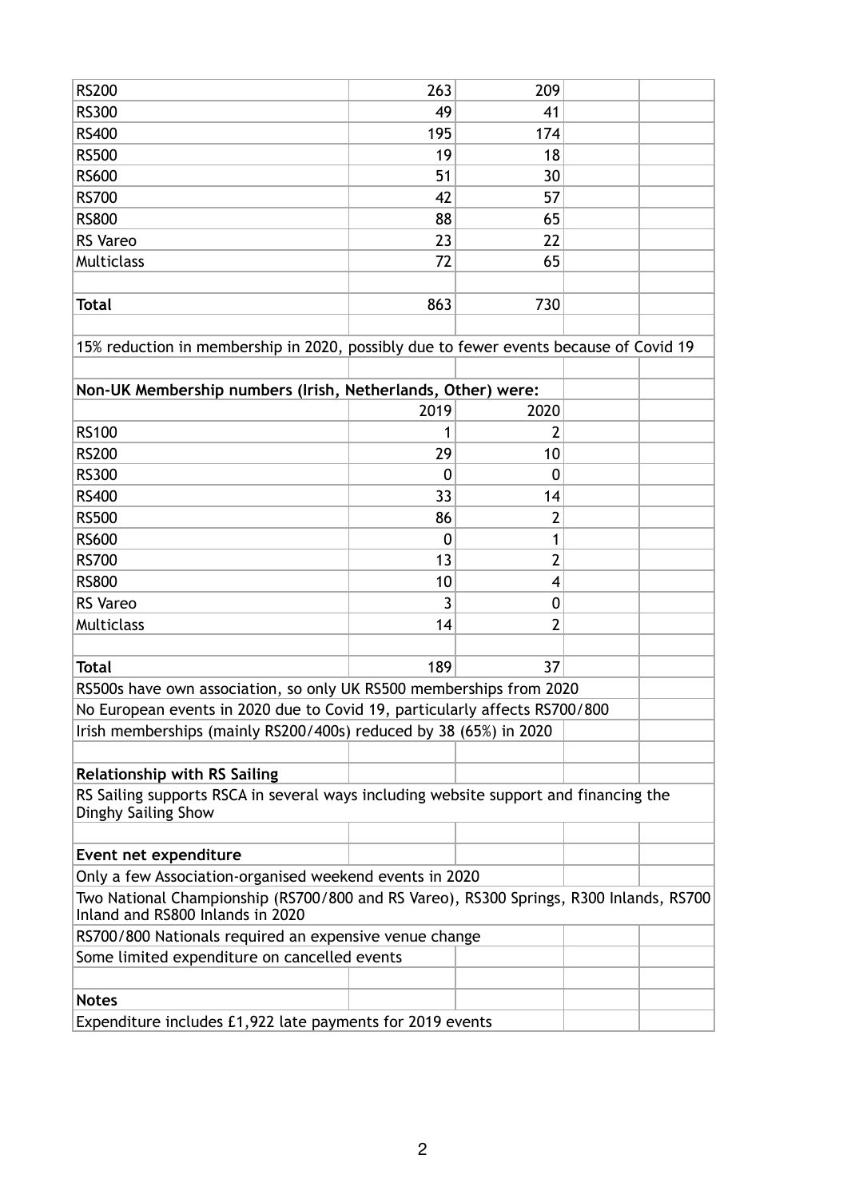| | | | | |
|---|---|---|---|---|
| RS200 | 263 | 209 | | |
| RS300 | 49 | 41 | | |
| RS400 | 195 | 174 | | |
| RS500 | 19 | 18 | | |
| RS600 | 51 | 30 | | |
| RS700 | 42 | 57 | | |
| RS800 | 88 | 65 | | |
| RS Vareo | 23 | 22 | | |
| Multiclass | 72 | 65 | | |
| | | | | |
| **Total** | 863 | 730 | | |

15% reduction in membership in 2020, possibly due to fewer events because of Covid 19

**Non-UK Membership numbers (Irish, Netherlands, Other) were:**

| | 2019 | 2020 | | |
|---|---|---|---|---|
| RS100 | 1 | 2 | | |
| RS200 | 29 | 10 | | |
| RS300 | 0 | 0 | | |
| RS400 | 33 | 14 | | |
| RS500 | 86 | 2 | | |
| RS600 | 0 | 1 | | |
| RS700 | 13 | 2 | | |
| RS800 | 10 | 4 | | |
| RS Vareo | 3 | 0 | | |
| Multiclass | 14 | 2 | | |
| | | | | |
| **Total** | 189 | 37 | | |

RS500s have own association, so only UK RS500 memberships from 2020

No European events in 2020 due to Covid 19, particularly affects RS700/800

Irish memberships (mainly RS200/400s) reduced by 38 (65%) in 2020

**Relationship with RS Sailing**

RS Sailing supports RSCA in several ways including website support and financing the Dinghy Sailing Show

**Event net expenditure**

Only a few Association-organised weekend events in 2020

Two National Championship (RS700/800 and RS Vareo), RS300 Springs, R300 Inlands, RS700 Inland and RS800 Inlands in 2020

RS700/800 Nationals required an expensive venue change

Some limited expenditure on cancelled events

**Notes**

Expenditure includes £1,922 late payments for 2019 events